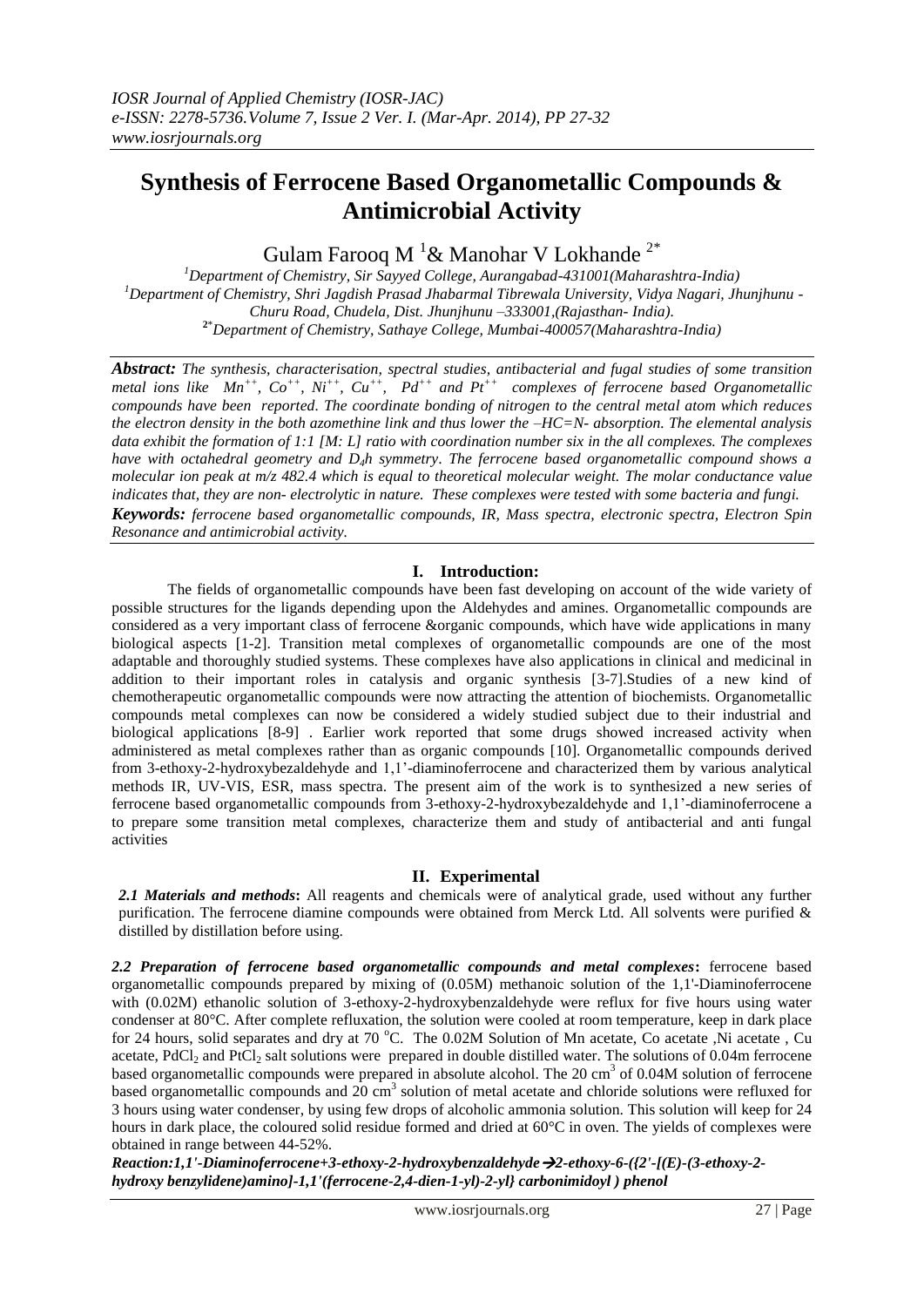# Synthesis of Ferrocene Based Organometallic Compounds & Antimicrobial Activity

Gulam Farooq M [1]& Manohar V Lokhande [2*]

[1]Department of Chemistry, Sir Sayyed College, Aurangabad-431001(Maharashtra-India)
[1]Department of Chemistry, Shri Jagdish Prasad Jhabarmal Tibrewala University, Vidya Nagari, Jhunjhunu - Churu Road, Chudela, Dist. Jhunjhunu –333001,(Rajasthan- India).
[2*]Department of Chemistry, Sathaye College, Mumbai-400057(Maharashtra-India)

***Abstract:*** *The synthesis, characterisation, spectral studies, antibacterial and fugal studies of some transition metal ions like $Mn^{++}$, $Co^{++}$, $Ni^{++}$, $Cu^{++}$, $Pd^{++}$ and $Pt^{++}$ complexes of ferrocene based Organometallic compounds have been reported. The coordinate bonding of nitrogen to the central metal atom which reduces the electron density in the both azomethine link and thus lower the –HC=N- absorption. The elemental analysis data exhibit the formation of 1:1 [M: L] ratio with coordination number six in the all complexes. The complexes have with octahedral geometry and $D_4h$ symmetry. The ferrocene based organometallic compound shows a molecular ion peak at m/z 482.4 which is equal to theoretical molecular weight. The molar conductance value indicates that, they are non- electrolytic in nature. These complexes were tested with some bacteria and fungi.*

***Keywords:*** *ferrocene based organometallic compounds, IR, Mass spectra, electronic spectra, Electron Spin Resonance and antimicrobial activity.*

## I. Introduction:

The fields of organometallic compounds have been fast developing on account of the wide variety of possible structures for the ligands depending upon the Aldehydes and amines. Organometallic compounds are considered as a very important class of ferrocene &organic compounds, which have wide applications in many biological aspects [1-2]. Transition metal complexes of organometallic compounds are one of the most adaptable and thoroughly studied systems. These complexes have also applications in clinical and medicinal in addition to their important roles in catalysis and organic synthesis [3-7].Studies of a new kind of chemotherapeutic organometallic compounds were now attracting the attention of biochemists. Organometallic compounds metal complexes can now be considered a widely studied subject due to their industrial and biological applications [8-9] . Earlier work reported that some drugs showed increased activity when administered as metal complexes rather than as organic compounds [10]. Organometallic compounds derived from 3-ethoxy-2-hydroxybezaldehyde and 1,1'-diaminoferrocene and characterized them by various analytical methods IR, UV-VIS, ESR, mass spectra. The present aim of the work is to synthesized a new series of ferrocene based organometallic compounds from 3-ethoxy-2-hydroxybezaldehyde and 1,1'-diaminoferrocene a to prepare some transition metal complexes, characterize them and study of antibacterial and anti fungal activities

## II. Experimental

***2.1 Materials and methods*:** All reagents and chemicals were of analytical grade, used without any further purification. The ferrocene diamine compounds were obtained from Merck Ltd. All solvents were purified & distilled by distillation before using.

***2.2 Preparation of ferrocene based organometallic compounds and metal complexes*:** ferrocene based organometallic compounds prepared by mixing of (0.05M) methanoic solution of the 1,1'-Diaminoferrocene with (0.02M) ethanolic solution of 3-ethoxy-2-hydroxybenzaldehyde were reflux for five hours using water condenser at 80°C. After complete refluxation, the solution were cooled at room temperature, keep in dark place for 24 hours, solid separates and dry at 70 °C. The 0.02M Solution of Mn acetate, Co acetate ,Ni acetate , Cu acetate, $PdCl_2$ and $PtCl_2$ salt solutions were prepared in double distilled water. The solutions of 0.04m ferrocene based organometallic compounds were prepared in absolute alcohol. The 20 $cm^3$ of 0.04M solution of ferrocene based organometallic compounds and 20 $cm^3$ solution of metal acetate and chloride solutions were refluxed for 3 hours using water condenser, by using few drops of alcoholic ammonia solution. This solution will keep for 24 hours in dark place, the coloured solid residue formed and dried at 60°C in oven. The yields of complexes were obtained in range between 44-52%.

***Reaction:1,1'-Diaminoferrocene+3-ethoxy-2-hydroxybenzaldehyde→2-ethoxy-6-({2'-[(E)-(3-ethoxy-2-hydroxy benzylidene)amino]-1,1'(ferrocene-2,4-dien-1-yl)-2-yl} carbonimidoyl ) phenol***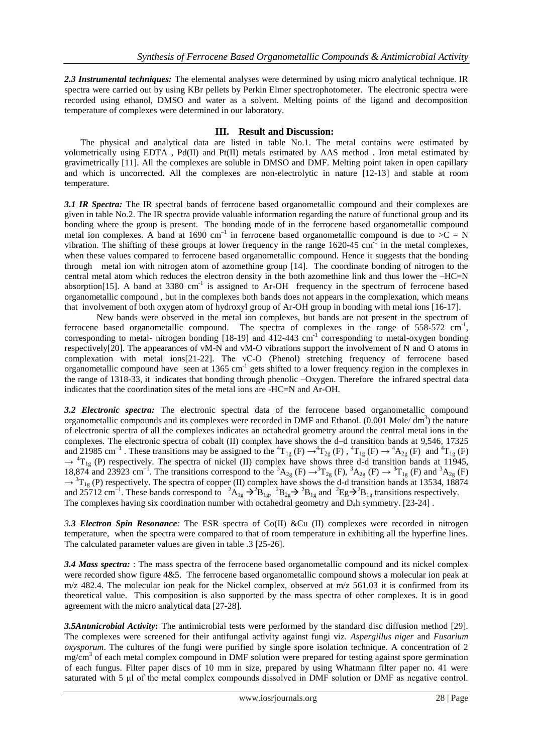***2.3 Instrumental techniques:*** The elemental analyses were determined by using micro analytical technique. IR spectra were carried out by using KBr pellets by Perkin Elmer spectrophotometer. The electronic spectra were recorded using ethanol, DMSO and water as a solvent. Melting points of the ligand and decomposition temperature of complexes were determined in our laboratory.

## III. Result and Discussion:

The physical and analytical data are listed in table No.1. The metal contains were estimated by volumetrically using EDTA , Pd(II) and Pt(II) metals estimated by AAS method . Iron metal estimated by gravimetrically [11]. All the complexes are soluble in DMSO and DMF. Melting point taken in open capillary and which is uncorrected. All the complexes are non-electrolytic in nature [12-13] and stable at room temperature.

***3.1 IR Spectra:*** The IR spectral bands of ferrocene based organometallic compound and their complexes are given in table No.2. The IR spectra provide valuable information regarding the nature of functional group and its bonding where the group is present. The bonding mode of in the ferrocene based organometallic compound metal ion complexes. A band at 1690 $cm^{-1}$ in ferrocene based organometallic compound is due to >C = N vibration. The shifting of these groups at lower frequency in the range 1620-45 $cm^{-1}$ in the metal complexes, when these values compared to ferrocene based organometallic compound. Hence it suggests that the bonding through metal ion with nitrogen atom of azomethine group [14]. The coordinate bonding of nitrogen to the central metal atom which reduces the electron density in the both azomethine link and thus lower the –HC=N absorption[15]. A band at 3380 $cm^{-1}$ is assigned to Ar-OH frequency in the spectrum of ferrocene based organometallic compound , but in the complexes both bands does not appears in the complexation, which means that involvement of both oxygen atom of hydroxyl group of Ar-OH group in bonding with metal ions [16-17].

New bands were observed in the metal ion complexes, but bands are not present in the spectrum of ferrocene based organometallic compound. The spectra of complexes in the range of 558-572 $cm^{-1}$, corresponding to metal- nitrogen bonding [18-19] and 412-443 $cm^{-1}$ corresponding to metal-oxygen bonding respectively[20]. The appearances of νM-N and νM-O vibrations support the involvement of N and O atoms in complexation with metal ions[21-22]. The νC-O (Phenol) stretching frequency of ferrocene based organometallic compound have seen at 1365 $cm^{-1}$ gets shifted to a lower frequency region in the complexes in the range of 1318-33, it indicates that bonding through phenolic –Oxygen. Therefore the infrared spectral data indicates that the coordination sites of the metal ions are -HC=N and Ar-OH.

***3.2 Electronic spectra:*** The electronic spectral data of the ferrocene based organometallic compound organometallic compounds and its complexes were recorded in DMF and Ethanol. (0.001 Mole/ $dm^3$) the nature of electronic spectra of all the complexes indicates an octahedral geometry around the central metal ions in the complexes. The electronic spectra of cobalt (II) complex have shows the d–d transition bands at 9,546, 17325 and 21985 $cm^{-1}$ . These transitions may be assigned to the $^4T_{1g}(F) \rightarrow {}^4T_{2g}(F)$ , $^4T_{1g}(F) \rightarrow {}^4A_{2g}(F)$ and $^4T_{1g}(F) \rightarrow {}^4T_{1g}(P)$ respectively. The spectra of nickel (II) complex have shows three d-d transition bands at 11945, 18,874 and 23923 $cm^{-1}$. The transitions correspond to the $^3A_{2g}(F) \rightarrow {}^3T_{2g}(F)$, $^3A_{2g}(F) \rightarrow {}^3T_{1g}(F)$ and $^3A_{2g}(F) \rightarrow {}^3T_{1g}(P)$ respectively. The spectra of copper (II) complex have shows the d-d transition bands at 13534, 18874 and 25712 $cm^{-1}$. These bands correspond to $^2A_{1g} \rightarrow {}^2B_{1g}$, $^2B_{2g} \rightarrow {}^2B_{1g}$ and $^2Eg \rightarrow {}^2B_{1g}$ transitions respectively. The complexes having six coordination number with octahedral geometry and $D_4h$ symmetry. [23-24] .

***3.3 Electron Spin Resonance:*** The ESR spectra of Co(II) &Cu (II) complexes were recorded in nitrogen temperature, when the spectra were compared to that of room temperature in exhibiting all the hyperfine lines. The calculated parameter values are given in table .3 [25-26].

***3.4 Mass spectra:*** : The mass spectra of the ferrocene based organometallic compound and its nickel complex were recorded show figure 4&5. The ferrocene based organometallic compound shows a molecular ion peak at m/z 482.4. The molecular ion peak for the Nickel complex, observed at m/z 561.03 it is confirmed from its theoretical value. This composition is also supported by the mass spectra of other complexes. It is in good agreement with the micro analytical data [27-28].

***3.5Antmicrobial Activity*:** The antimicrobial tests were performed by the standard disc diffusion method [29]. The complexes were screened for their antifungal activity against fungi viz. *Aspergillus niger* and *Fusarium oxysporum*. The cultures of the fungi were purified by single spore isolation technique. A concentration of 2 $mg/cm^3$ of each metal complex compound in DMF solution were prepared for testing against spore germination of each fungus. Filter paper discs of 10 mm in size, prepared by using Whatmann filter paper no. 41 were saturated with 5 μl of the metal complex compounds dissolved in DMF solution or DMF as negative control.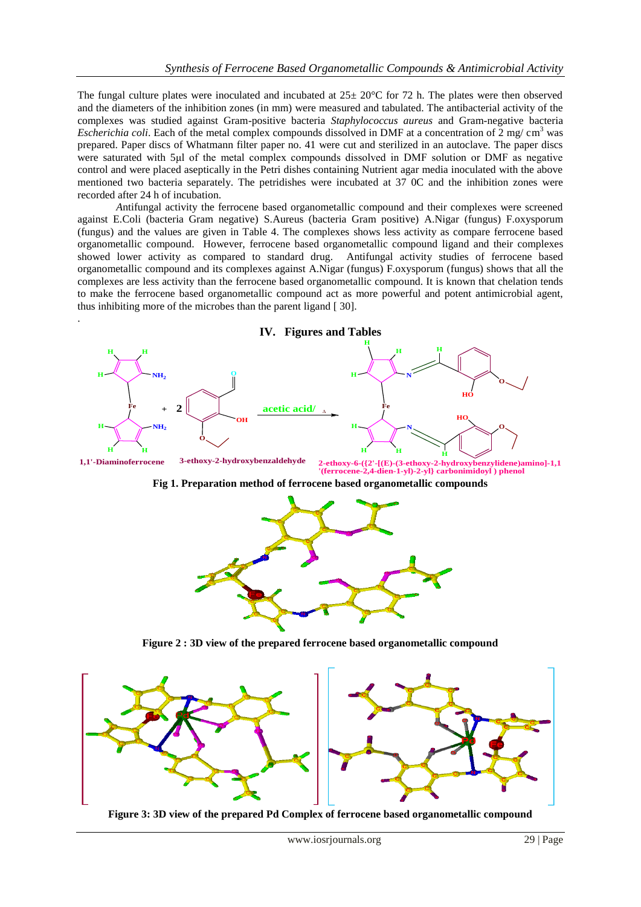The fungal culture plates were inoculated and incubated at 25± 20°C for 72 h. The plates were then observed and the diameters of the inhibition zones (in mm) were measured and tabulated. The antibacterial activity of the complexes was studied against Gram-positive bacteria *Staphylococcus aureus* and Gram-negative bacteria *Escherichia coli*. Each of the metal complex compounds dissolved in DMF at a concentration of 2 mg/ $cm^3$ was prepared. Paper discs of Whatmann filter paper no. 41 were cut and sterilized in an autoclave. The paper discs were saturated with 5μl of the metal complex compounds dissolved in DMF solution or DMF as negative control and were placed aseptically in the Petri dishes containing Nutrient agar media inoculated with the above mentioned two bacteria separately. The petridishes were incubated at 37 0C and the inhibition zones were recorded after 24 h of incubation.

*A*ntifungal activity the ferrocene based organometallic compound and their complexes were screened against E.Coli (bacteria Gram negative) S.Aureus (bacteria Gram positive) A.Nigar (fungus) F.oxyspo­rum (fungus) and the values are given in Table 4. The complexes shows less activity as compare ferrocene based organometallic compound. However, ferrocene based organometallic compound ligand and their complexes showed lower activity as compared to standard drug. Antifungal activity studies of ferrocene based organometallic compound and its complexes against A.Nigar (fungus) F.oxysporum (fungus) shows that all the complexes are less activity than the ferrocene based organometallic compound. It is known that chelation tends to make the ferrocene based organometallic compound act as more powerful and potent antimicrobial agent, thus inhibiting more of the microbes than the parent ligand [ 30].

## IV. Figures and Tables

1,1'-Diaminoferrocene + 2 3-ethoxy-2-hydroxybenzaldehyde —acetic acid/ Δ→ 2-ethoxy-6-({2'-[(E)-(3-ethoxy-2-hydroxybenzylidene)amino]-1,1'(ferrocene-2,4-dien-1-yl)-2-yl} carbonimidoyl ) phenol

**Fig 1. Preparation method of ferrocene based organometallic compounds**

**Figure 2 : 3D view of the prepared ferrocene based organometallic compound**

**Figure 3: 3D view of the prepared Pd Complex of ferrocene based organometallic compound**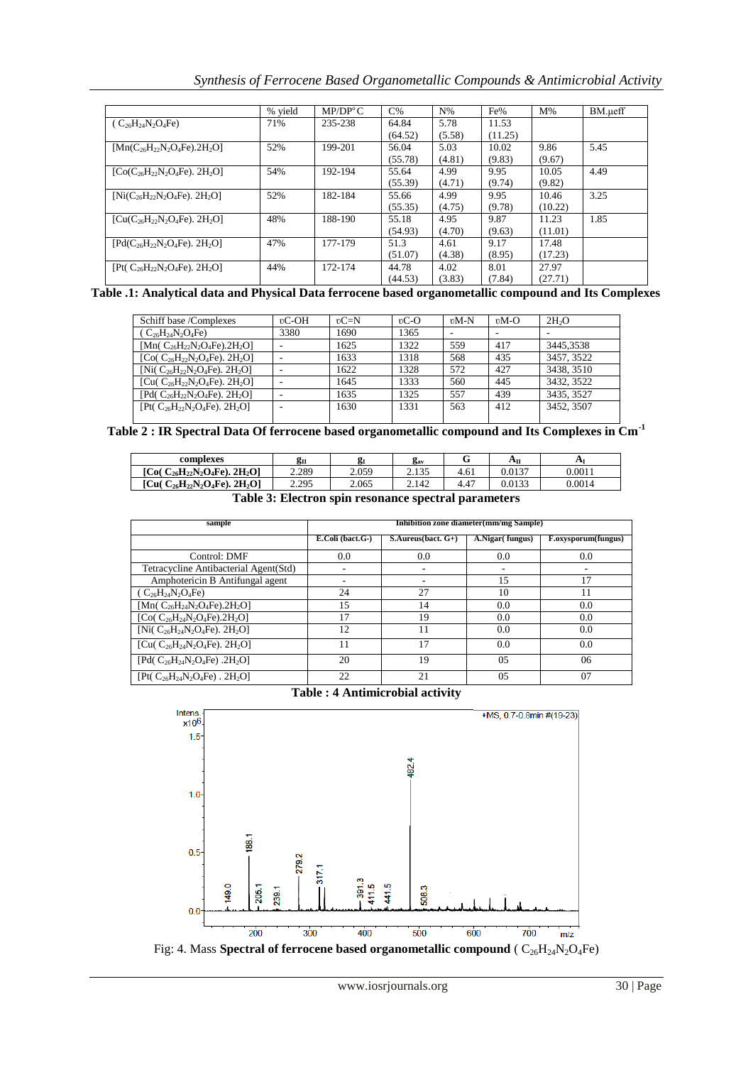| | % yield | MP/DP°C | C% | N% | Fe% | M% | BM.μeff |
|---|---|---|---|---|---|---|---|
| ( $C_{26}H_{24}N_2O_4Fe$) | 71% | 235-238 | 64.84 (64.52) | 5.78 (5.58) | 11.53 (11.25) | | |
| [Mn($C_{26}H_{22}N_2O_4Fe$).2$H_2O$] | 52% | 199-201 | 56.04 (55.78) | 5.03 (4.81) | 10.02 (9.83) | 9.86 (9.67) | 5.45 |
| [Co($C_{26}H_{22}N_2O_4Fe$). 2$H_2O$] | 54% | 192-194 | 55.64 (55.39) | 4.99 (4.71) | 9.95 (9.74) | 10.05 (9.82) | 4.49 |
| [Ni($C_{26}H_{22}N_2O_4Fe$). 2$H_2O$] | 52% | 182-184 | 55.66 (55.35) | 4.99 (4.75) | 9.95 (9.78) | 10.46 (10.22) | 3.25 |
| [Cu($C_{26}H_{22}N_2O_4Fe$). 2$H_2O$] | 48% | 188-190 | 55.18 (54.93) | 4.95 (4.70) | 9.87 (9.63) | 11.23 (11.01) | 1.85 |
| [Pd($C_{26}H_{22}N_2O_4Fe$). 2$H_2O$] | 47% | 177-179 | 51.3 (51.07) | 4.61 (4.38) | 9.17 (8.95) | 17.48 (17.23) | |
| [Pt( $C_{26}H_{22}N_2O_4Fe$). 2$H_2O$] | 44% | 172-174 | 44.78 (44.53) | 4.02 (3.83) | 8.01 (7.84) | 27.97 (27.71) | |

**Table .1: Analytical data and Physical Data ferrocene based organometallic compound and Its Complexes**

| Schiff base /Complexes | υC-OH | υC=N | υC-O | υM-N | υM-O | $2H_2O$ |
|---|---|---|---|---|---|---|
| ( $C_{26}H_{24}N_2O_4Fe$) | 3380 | 1690 | 1365 | - | - | - |
| [Mn( $C_{26}H_{22}N_2O_4Fe$).2$H_2O$] | - | 1625 | 1322 | 559 | 417 | 3445,3538 |
| [Co( $C_{26}H_{22}N_2O_4Fe$). 2$H_2O$] | - | 1633 | 1318 | 568 | 435 | 3457, 3522 |
| [Ni( $C_{26}H_{22}N_2O_4Fe$). 2$H_2O$] | - | 1622 | 1328 | 572 | 427 | 3438, 3510 |
| [Cu( $C_{26}H_{22}N_2O_4Fe$). 2$H_2O$] | - | 1645 | 1333 | 560 | 445 | 3432, 3522 |
| [Pd( $C_{26}H_{22}N_2O_4Fe$). 2$H_2O$] | - | 1635 | 1325 | 557 | 439 | 3435, 3527 |
| [Pt( $C_{26}H_{22}N_2O_4Fe$). 2$H_2O$] | - | 1630 | 1331 | 563 | 412 | 3452, 3507 |

**Table 2 : IR Spectral Data Of ferrocene based organometallic compound and Its Complexes in $Cm^{-1}$**

| complexes | $g_{II}$ | $g_I$ | $g_{av}$ | G | $A_{II}$ | $A_I$ |
|---|---|---|---|---|---|---|
| **[Co( $C_{26}H_{22}N_2O_4Fe$). 2$H_2O$]** | 2.289 | 2.059 | 2.135 | 4.61 | 0.0137 | 0.0011 |
| **[Cu( $C_{26}H_{22}N_2O_4Fe$). 2$H_2O$]** | 2.295 | 2.065 | 2.142 | 4.47 | 0.0133 | 0.0014 |

**Table 3: Electron spin resonance spectral parameters**

| sample | Inhibition zone diameter(mm/mg Sample) | | | |
|---|---|---|---|---|
| | E.Coli (bact.G-) | S.Aureus(bact. G+) | A.Nigar( fungus) | F.oxysporum(fungus) |
| Control: DMF | 0.0 | 0.0 | 0.0 | 0.0 |
| Tetracycline Antibacterial Agent(Std) | - | - | - | - |
| Amphotericin B Antifungal agent | - | - | 15 | 17 |
| ( $C_{26}H_{24}N_2O_4Fe$) | 24 | 27 | 10 | 11 |
| [Mn( $C_{26}H_{24}N_2O_4Fe$).2$H_2O$] | 15 | 14 | 0.0 | 0.0 |
| [Co( $C_{26}H_{24}N_2O_4Fe$).2$H_2O$] | 17 | 19 | 0.0 | 0.0 |
| [Ni( $C_{26}H_{24}N_2O_4Fe$). 2$H_2O$] | 12 | 11 | 0.0 | 0.0 |
| [Cu( $C_{26}H_{24}N_2O_4Fe$). 2$H_2O$] | 11 | 17 | 0.0 | 0.0 |
| [Pd( $C_{26}H_{24}N_2O_4Fe$) .2$H_2O$] | 20 | 19 | 05 | 06 |
| [Pt( $C_{26}H_{24}N_2O_4Fe$) . 2$H_2O$] | 22 | 21 | 05 | 07 |

**Table : 4 Antimicrobial activity**

Fig: 4. Mass **Spectral of ferrocene based organometallic compound** ( $C_{26}H_{24}N_2O_4Fe$)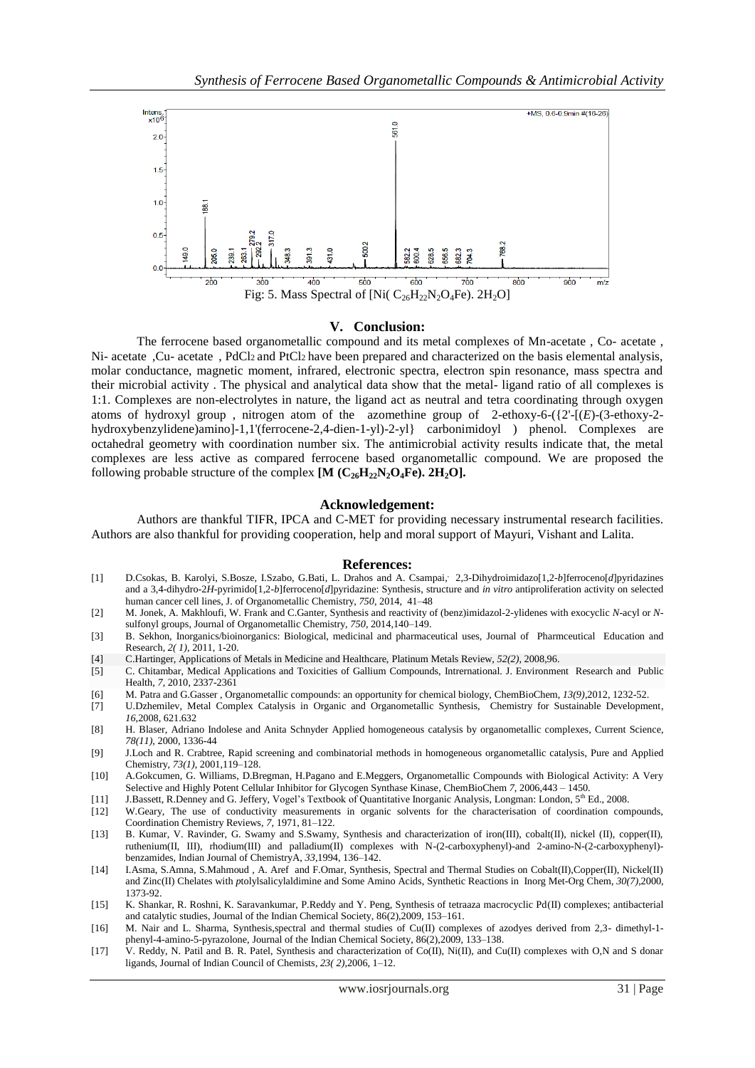Fig: 5. Mass Spectral of [Ni( $C_{26}H_{22}N_2O_4Fe$). $2H_2O$]

## V. Conclusion:

The ferrocene based organometallic compound and its metal complexes of Mn-acetate , Co- acetate , Ni- acetate ,Cu- acetate , $PdCl_2$ and $PtCl_2$ have been prepared and characterized on the basis elemental analysis, molar conductance, magnetic moment, infrared, electronic spectra, electron spin resonance, mass spectra and their microbial activity . The physical and analytical data show that the metal- ligand ratio of all complexes is 1:1. Complexes are non-electrolytes in nature, the ligand act as neutral and tetra coordinating through oxygen atoms of hydroxyl group , nitrogen atom of the azomethine group of 2-ethoxy-6-({2'-[(*E*)-(3-ethoxy-2-hydroxybenzylidene)amino]-1,1'(ferrocene-2,4-dien-1-yl)-2-yl} carbonimidoyl ) phenol. Complexes are octahedral geometry with coordination number six. The antimicrobial activity results indicate that, the metal complexes are less active as compared ferrocene based organometallic compound. We are proposed the following probable structure of the complex **[M ($C_{26}H_{22}N_2O_4Fe$). $2H_2O$].**

## Acknowledgement:

Authors are thankful TIFR, IPCA and C-MET for providing necessary instrumental research facilities. Authors are also thankful for providing cooperation, help and moral support of Mayuri, Vishant and Lalita.

## References:

[1] D.Csokas, B. Karolyi, S.Bosze, I.Szabo, G.Bati, L. Drahos and A. Csampai, 2,3-Dihydroimidazo[1,2-*b*]ferroceno[*d*]pyridazines and a 3,4-dihydro-2*H*-pyrimido[1,2-*b*]ferroceno[*d*]pyridazine: Synthesis, structure and *in vitro* antiproliferation activity on selected human cancer cell lines, J. of Organometallic Chemistry, *750*, 2014, 41–48

[2] M. Jonek, A. Makhloufi, W. Frank and C.Ganter, Synthesis and reactivity of (benz)imidazol-2-ylidenes with exocyclic *N*-acyl or *N*-sulfonyl groups, Journal of Organometallic Chemistry, *750*, 2014,140–149.

[3] B. Sekhon, Inorganics/bioinorganics: Biological, medicinal and pharmaceutical uses, Journal of Pharmceutical Education and Research, *2( 1)*, 2011, 1-20.

[4] C.Hartinger, Applications of Metals in Medicine and Healthcare, Platinum Metals Review, *52(2)*, 2008,96.

[5] C. Chitambar, Medical Applications and Toxicities of Gallium Compounds, Intrernational. J. Environment Research and Public Health, *7*, 2010, 2337-2361

[6] M. Patra and G.Gasser , Organometallic compounds: an opportunity for chemical biology, ChemBioChem, *13(9)*,2012, 1232-52.

[7] U.Dzhemilev, Metal Complex Catalysis in Organic and Organometallic Synthesis, Chemistry for Sustainable Development, *16*,2008, 621.632

[8] H. Blaser, Adriano Indolese and Anita Schnyder Applied homogeneous catalysis by organometallic complexes, Current Science, *78(11)*, 2000, 1336-44

[9] J.Loch and R. Crabtree, Rapid screening and combinatorial methods in homogeneous organometallic catalysis, Pure and Applied Chemistry, *73(1)*, 2001,119–128.

[10] A.Gokcumen, G. Williams, D.Bregman, H.Pagano and E.Meggers, Organometallic Compounds with Biological Activity: A Very Selective and Highly Potent Cellular Inhibitor for Glycogen Synthase Kinase, ChemBioChem *7*, 2006,443 – 1450.

[11] J.Bassett, R.Denney and G. Jeffery, Vogel's Textbook of Quantitative Inorganic Analysis, Longman: London, 5th Ed., 2008.

[12] W.Geary, The use of conductivity measurements in organic solvents for the characterisation of coordination compounds, Coordination Chemistry Reviews, *7*, 1971, 81–122.

[13] B. Kumar, V. Ravinder, G. Swamy and S.Swamy, Synthesis and characterization of iron(III), cobalt(II), nickel (II), copper(II), ruthenium(II, III), rhodium(III) and palladium(II) complexes with N-(2-carboxyphenyl)-and 2-amino-N-(2-carboxyphenyl)-benzamides, Indian Journal of ChemistryA, *33*,1994, 136–142.

[14] I.Asma, S.Amna, S.Mahmoud , A. Aref and F.Omar, Synthesis, Spectral and Thermal Studies on Cobalt(II),Copper(II), Nickel(II) and Zinc(II) Chelates with *p*tolylsalicylaldimine and Some Amino Acids, Synthetic Reactions in Inorg Met-Org Chem, *30(7)*,2000, 1373-92.

[15] K. Shankar, R. Roshni, K. Saravankumar, P.Reddy and Y. Peng, Synthesis of tetraaza macrocyclic Pd(II) complexes; antibacterial and catalytic studies, Journal of the Indian Chemical Society, 86(2),2009, 153–161.

[16] M. Nair and L. Sharma, Synthesis,spectral and thermal studies of Cu(II) complexes of azodyes derived from 2,3- dimethyl-1-phenyl-4-amino-5-pyrazolone, Journal of the Indian Chemical Society, 86(2),2009, 133–138.

[17] V. Reddy, N. Patil and B. R. Patel, Synthesis and characterization of Co(II), Ni(II), and Cu(II) complexes with O,N and S donar ligands, Journal of Indian Council of Chemists, *23( 2)*,2006, 1–12.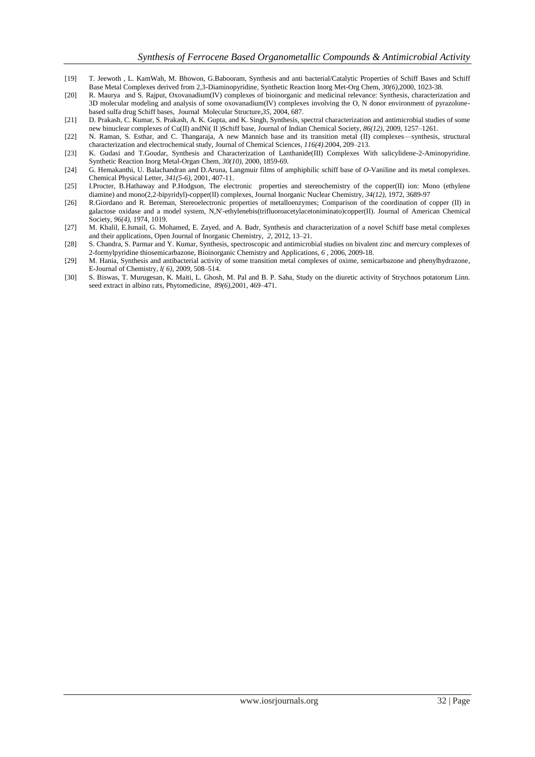[19] T. Jeewoth , L. KamWah, M. Bhowon, G.Babooram, Synthesis and anti bacterial/Catalytic Properties of Schiff Bases and Schiff Base Metal Complexes derived from 2,3-Diaminopyridine, Synthetic Reaction Inorg Met-Org Chem, *30(6)*,2000, 1023-38.

[20] R. Maurya and S. Rajput, Oxovanadium(IV) complexes of bioinorganic and medicinal relevance: Synthesis, characterization and 3D molecular modeling and analysis of some oxovanadium(IV) complexes involving the O, N donor environment of pyrazolone-based sulfa drug Schiff bases, Journal Molecular Structure,*35*, 2004, 687.

[21] D. Prakash, C. Kumar, S. Prakash, A. K. Gupta, and K. Singh, Synthesis, spectral characterization and antimicrobial studies of some new binuclear complexes of Cu(II) andNi( II )Schiff base, Journal of Indian Chemical Society, *86(12)*, 2009, 1257–1261.

[22] N. Raman, S. Esthar, and C. Thangaraja, A new Mannich base and its transition metal (II) complexes—synthesis, structural characterization and electrochemical study, Journal of Chemical Sciences, *116(4)*.2004, 209–213.

[23] K. Gudasi and T.Goudar, Synthesis and Characterization of Lanthanide(III) Complexes With salicylidene-2-Aminopyridine. Synthetic Reaction Inorg Metal-Organ Chem, *30(10)*, 2000, 1859-69.

[24] G. Hemakanthi, U. Balachandran and D.Aruna, Langmuir films of amphiphilic schiff base of *O*-Vaniline and its metal complexes. Chemical Physical Letter, *341(5-6)*, 2001, 407-11.

[25] I.Procter, B.Hathaway and P.Hodgson, The electronic properties and stereochemistry of the copper(II) ion: Mono (ethylene diamine) and mono(2,2-bipyridyl)-copper(II) complexes, Journal Inorganic Nuclear Chemistry, *34(12)*, 1972, 3689-97

[26] R.Giordano and R. Bereman, Stereoelectronic properties of metalloenzymes; Comparison of the coordination of copper (II) in galactose oxidase and a model system, N,N'-ethylenebis(trifluoroacetylacetoniminato)copper(II). Journal of American Chemical Society, *96(4)*, 1974, 1019.

[27] M. Khalil, E.Ismail, G. Mohamed, E. Zayed, and A. Badr, Synthesis and characterization of a novel Schiff base metal complexes and their applications, Open Journal of Inorganic Chemistry, *2*, 2012, 13–21.

[28] S. Chandra, S. Parmar and Y. Kumar, Synthesis, spectroscopic and antimicrobial studies on bivalent zinc and mercury complexes of 2-formylpyridine thiosemicarbazone, Bioinorganic Chemistry and Applications, *6* , 2006, 2009-18.

[29] M. Hania, Synthesis and antibacterial activity of some transition metal complexes of oxime, semicarbazone and phenylhydrazone, E-Journal of Chemistry, *l( 6)*, 2009, 508–514.

[30] S. Biswas, T. Murugesan, K. Maiti, L. Ghosh, M. Pal and B. P. Saha, Study on the diuretic activity of Strychnos potatorum Linn. seed extract in albino rats, Phytomedicine, *89(6)*,2001, 469–471.